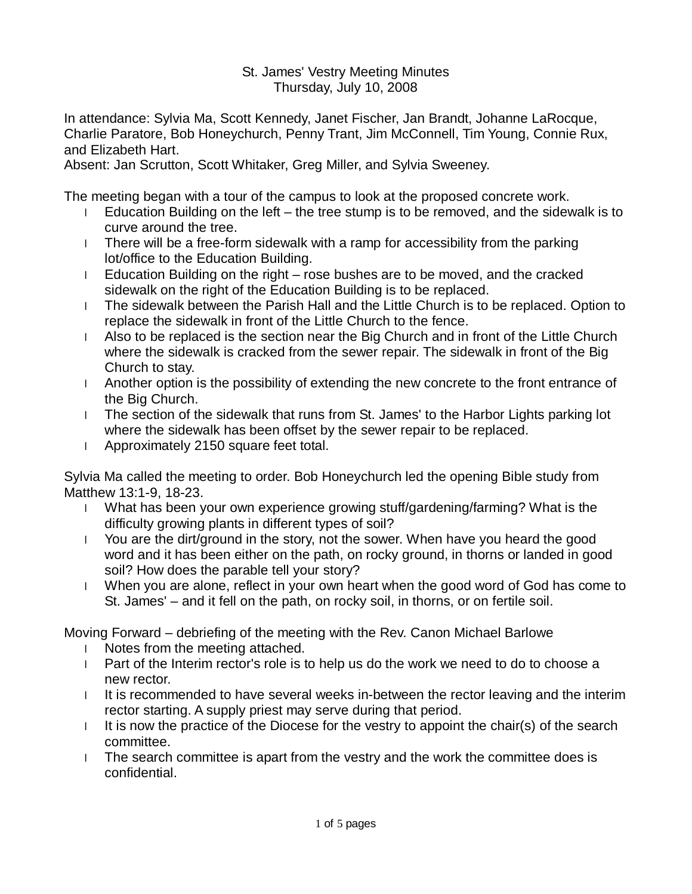St. James' Vestry Meeting Minutes
Thursday, July 10, 2008

In attendance: Sylvia Ma, Scott Kennedy, Janet Fischer, Jan Brandt, Johanne LaRocque, Charlie Paratore, Bob Honeychurch, Penny Trant, Jim McConnell, Tim Young, Connie Rux, and Elizabeth Hart.
Absent: Jan Scrutton, Scott Whitaker, Greg Miller, and Sylvia Sweeney.

The meeting began with a tour of the campus to look at the proposed concrete work.

- Education Building on the left – the tree stump is to be removed, and the sidewalk is to curve around the tree.
- There will be a free-form sidewalk with a ramp for accessibility from the parking lot/office to the Education Building.
- Education Building on the right – rose bushes are to be moved, and the cracked sidewalk on the right of the Education Building is to be replaced.
- The sidewalk between the Parish Hall and the Little Church is to be replaced. Option to replace the sidewalk in front of the Little Church to the fence.
- Also to be replaced is the section near the Big Church and in front of the Little Church where the sidewalk is cracked from the sewer repair. The sidewalk in front of the Big Church to stay.
- Another option is the possibility of extending the new concrete to the front entrance of the Big Church.
- The section of the sidewalk that runs from St. James' to the Harbor Lights parking lot where the sidewalk has been offset by the sewer repair to be replaced.
- Approximately 2150 square feet total.

Sylvia Ma called the meeting to order. Bob Honeychurch led the opening Bible study from Matthew 13:1-9, 18-23.

- What has been your own experience growing stuff/gardening/farming? What is the difficulty growing plants in different types of soil?
- You are the dirt/ground in the story, not the sower. When have you heard the good word and it has been either on the path, on rocky ground, in thorns or landed in good soil? How does the parable tell your story?
- When you are alone, reflect in your own heart when the good word of God has come to St. James' – and it fell on the path, on rocky soil, in thorns, or on fertile soil.

Moving Forward – debriefing of the meeting with the Rev. Canon Michael Barlowe

- Notes from the meeting attached.
- Part of the Interim rector's role is to help us do the work we need to do to choose a new rector.
- It is recommended to have several weeks in-between the rector leaving and the interim rector starting. A supply priest may serve during that period.
- It is now the practice of the Diocese for the vestry to appoint the chair(s) of the search committee.
- The search committee is apart from the vestry and the work the committee does is confidential.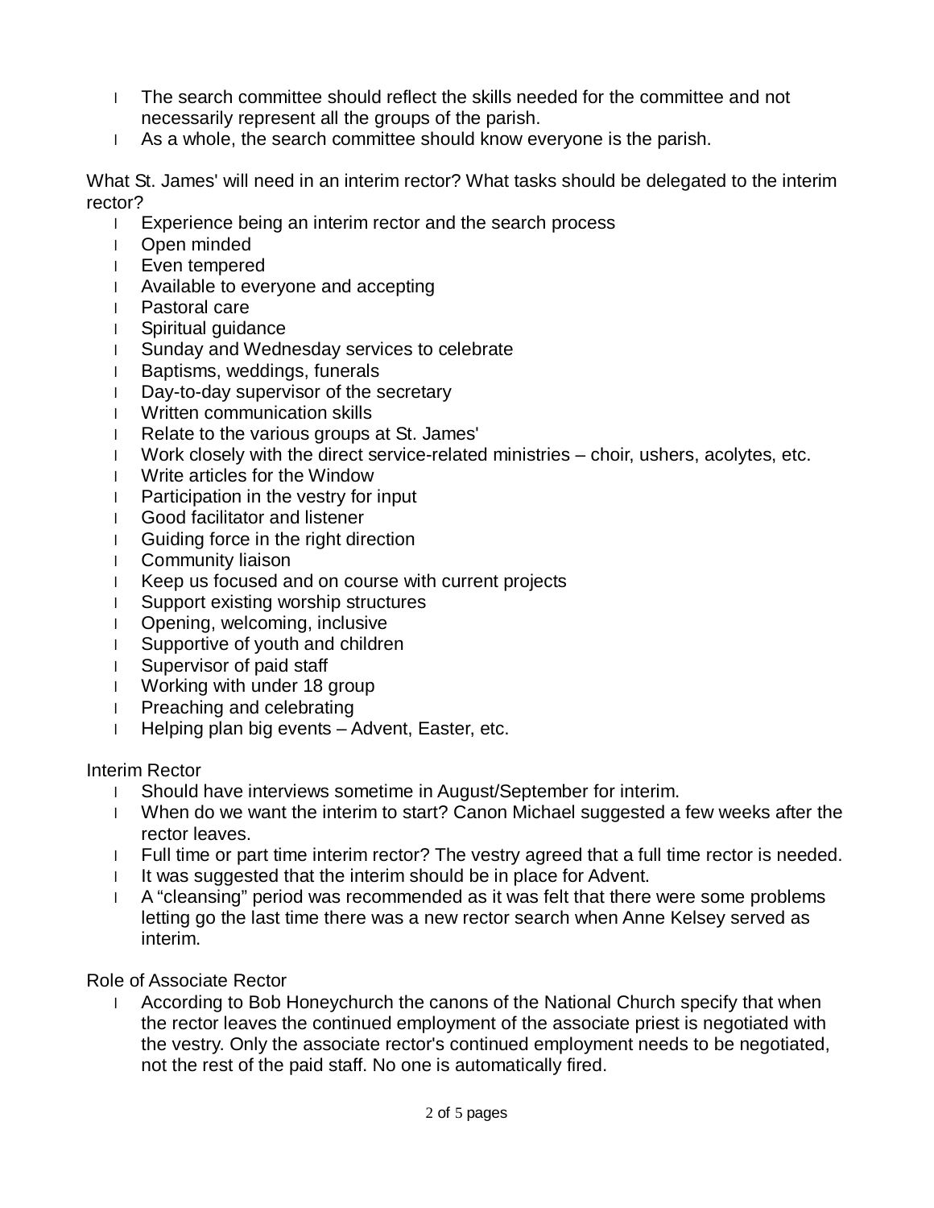- The search committee should reflect the skills needed for the committee and not necessarily represent all the groups of the parish.
- As a whole, the search committee should know everyone is the parish.

What St. James' will need in an interim rector? What tasks should be delegated to the interim rector?

- Experience being an interim rector and the search process
- Open minded
- Even tempered
- Available to everyone and accepting
- Pastoral care
- Spiritual guidance
- Sunday and Wednesday services to celebrate
- Baptisms, weddings, funerals
- Day-to-day supervisor of the secretary
- Written communication skills
- Relate to the various groups at St. James'
- Work closely with the direct service-related ministries – choir, ushers, acolytes, etc.
- Write articles for the Window
- Participation in the vestry for input
- Good facilitator and listener
- Guiding force in the right direction
- Community liaison
- Keep us focused and on course with current projects
- Support existing worship structures
- Opening, welcoming, inclusive
- Supportive of youth and children
- Supervisor of paid staff
- Working with under 18 group
- Preaching and celebrating
- Helping plan big events – Advent, Easter, etc.

Interim Rector

- Should have interviews sometime in August/September for interim.
- When do we want the interim to start? Canon Michael suggested a few weeks after the rector leaves.
- Full time or part time interim rector? The vestry agreed that a full time rector is needed.
- It was suggested that the interim should be in place for Advent.
- A "cleansing" period was recommended as it was felt that there were some problems letting go the last time there was a new rector search when Anne Kelsey served as interim.

Role of Associate Rector

- According to Bob Honeychurch the canons of the National Church specify that when the rector leaves the continued employment of the associate priest is negotiated with the vestry. Only the associate rector's continued employment needs to be negotiated, not the rest of the paid staff. No one is automatically fired.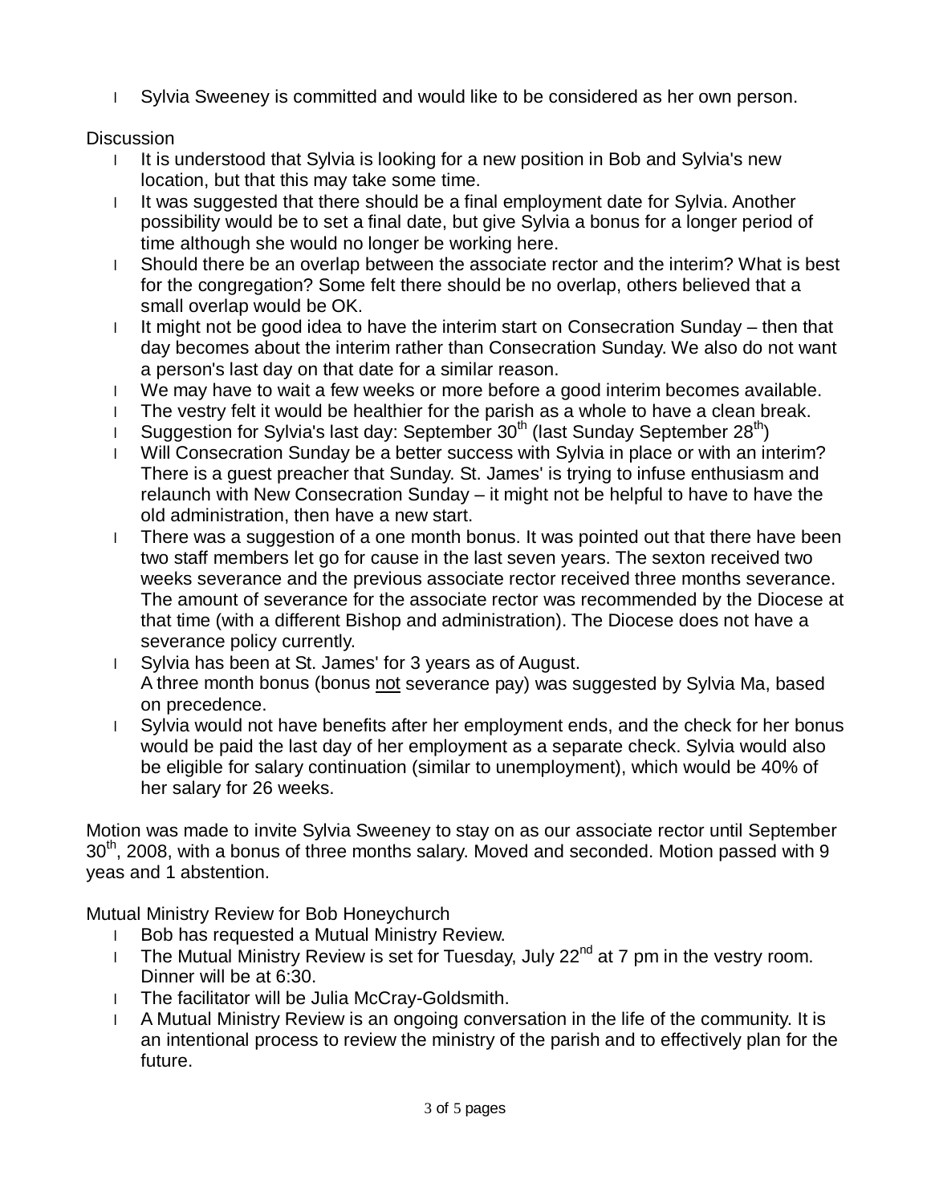- Sylvia Sweeney is committed and would like to be considered as her own person.

Discussion

- It is understood that Sylvia is looking for a new position in Bob and Sylvia's new location, but that this may take some time.
- It was suggested that there should be a final employment date for Sylvia. Another possibility would be to set a final date, but give Sylvia a bonus for a longer period of time although she would no longer be working here.
- Should there be an overlap between the associate rector and the interim? What is best for the congregation? Some felt there should be no overlap, others believed that a small overlap would be OK.
- It might not be good idea to have the interim start on Consecration Sunday – then that day becomes about the interim rather than Consecration Sunday. We also do not want a person's last day on that date for a similar reason.
- We may have to wait a few weeks or more before a good interim becomes available.
- The vestry felt it would be healthier for the parish as a whole to have a clean break.
- Suggestion for Sylvia's last day: September 30th (last Sunday September 28th)
- Will Consecration Sunday be a better success with Sylvia in place or with an interim? There is a guest preacher that Sunday. St. James' is trying to infuse enthusiasm and relaunch with New Consecration Sunday – it might not be helpful to have to have the old administration, then have a new start.
- There was a suggestion of a one month bonus. It was pointed out that there have been two staff members let go for cause in the last seven years. The sexton received two weeks severance and the previous associate rector received three months severance. The amount of severance for the associate rector was recommended by the Diocese at that time (with a different Bishop and administration). The Diocese does not have a severance policy currently.
- Sylvia has been at St. James' for 3 years as of August.
  A three month bonus (bonus <u>not</u> severance pay) was suggested by Sylvia Ma, based on precedence.
- Sylvia would not have benefits after her employment ends, and the check for her bonus would be paid the last day of her employment as a separate check. Sylvia would also be eligible for salary continuation (similar to unemployment), which would be 40% of her salary for 26 weeks.

Motion was made to invite Sylvia Sweeney to stay on as our associate rector until September 30th, 2008, with a bonus of three months salary. Moved and seconded. Motion passed with 9 yeas and 1 abstention.

Mutual Ministry Review for Bob Honeychurch

- Bob has requested a Mutual Ministry Review.
- The Mutual Ministry Review is set for Tuesday, July 22nd at 7 pm in the vestry room. Dinner will be at 6:30.
- The facilitator will be Julia McCray-Goldsmith.
- A Mutual Ministry Review is an ongoing conversation in the life of the community. It is an intentional process to review the ministry of the parish and to effectively plan for the future.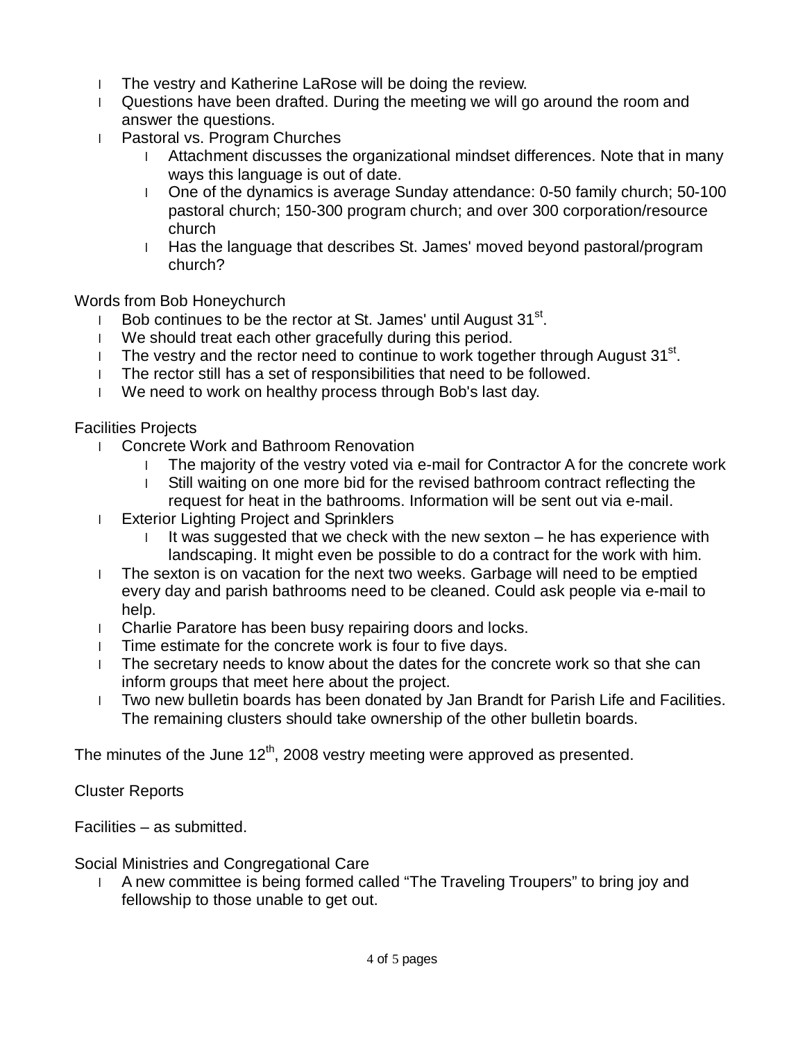- The vestry and Katherine LaRose will be doing the review.
- Questions have been drafted. During the meeting we will go around the room and answer the questions.
- Pastoral vs. Program Churches
  - Attachment discusses the organizational mindset differences. Note that in many ways this language is out of date.
  - One of the dynamics is average Sunday attendance: 0-50 family church; 50-100 pastoral church; 150-300 program church; and over 300 corporation/resource church
  - Has the language that describes St. James' moved beyond pastoral/program church?

Words from Bob Honeychurch

- Bob continues to be the rector at St. James' until August 31st.
- We should treat each other gracefully during this period.
- The vestry and the rector need to continue to work together through August 31st.
- The rector still has a set of responsibilities that need to be followed.
- We need to work on healthy process through Bob's last day.

Facilities Projects

- Concrete Work and Bathroom Renovation
  - The majority of the vestry voted via e-mail for Contractor A for the concrete work
  - Still waiting on one more bid for the revised bathroom contract reflecting the request for heat in the bathrooms. Information will be sent out via e-mail.
- Exterior Lighting Project and Sprinklers
  - It was suggested that we check with the new sexton – he has experience with landscaping. It might even be possible to do a contract for the work with him.
- The sexton is on vacation for the next two weeks. Garbage will need to be emptied every day and parish bathrooms need to be cleaned. Could ask people via e-mail to help.
- Charlie Paratore has been busy repairing doors and locks.
- Time estimate for the concrete work is four to five days.
- The secretary needs to know about the dates for the concrete work so that she can inform groups that meet here about the project.
- Two new bulletin boards has been donated by Jan Brandt for Parish Life and Facilities. The remaining clusters should take ownership of the other bulletin boards.

The minutes of the June 12th, 2008 vestry meeting were approved as presented.

Cluster Reports

Facilities – as submitted.

Social Ministries and Congregational Care

- A new committee is being formed called “The Traveling Troupers” to bring joy and fellowship to those unable to get out.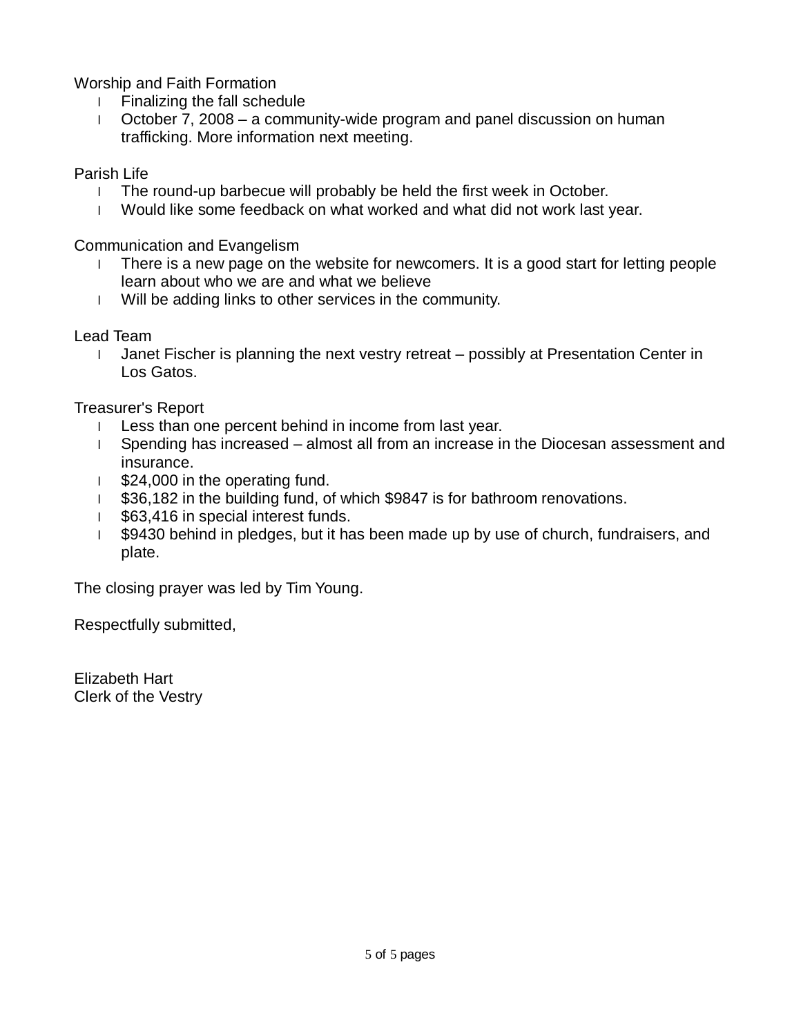Worship and Faith Formation

- Finalizing the fall schedule
- October 7, 2008 – a community-wide program and panel discussion on human trafficking. More information next meeting.

Parish Life

- The round-up barbecue will probably be held the first week in October.
- Would like some feedback on what worked and what did not work last year.

Communication and Evangelism

- There is a new page on the website for newcomers. It is a good start for letting people learn about who we are and what we believe
- Will be adding links to other services in the community.

Lead Team

- Janet Fischer is planning the next vestry retreat – possibly at Presentation Center in Los Gatos.

Treasurer's Report

- Less than one percent behind in income from last year.
- Spending has increased – almost all from an increase in the Diocesan assessment and insurance.
- $24,000 in the operating fund.
- $36,182 in the building fund, of which $9847 is for bathroom renovations.
- $63,416 in special interest funds.
- $9430 behind in pledges, but it has been made up by use of church, fundraisers, and plate.

The closing prayer was led by Tim Young.

Respectfully submitted,

Elizabeth Hart
Clerk of the Vestry